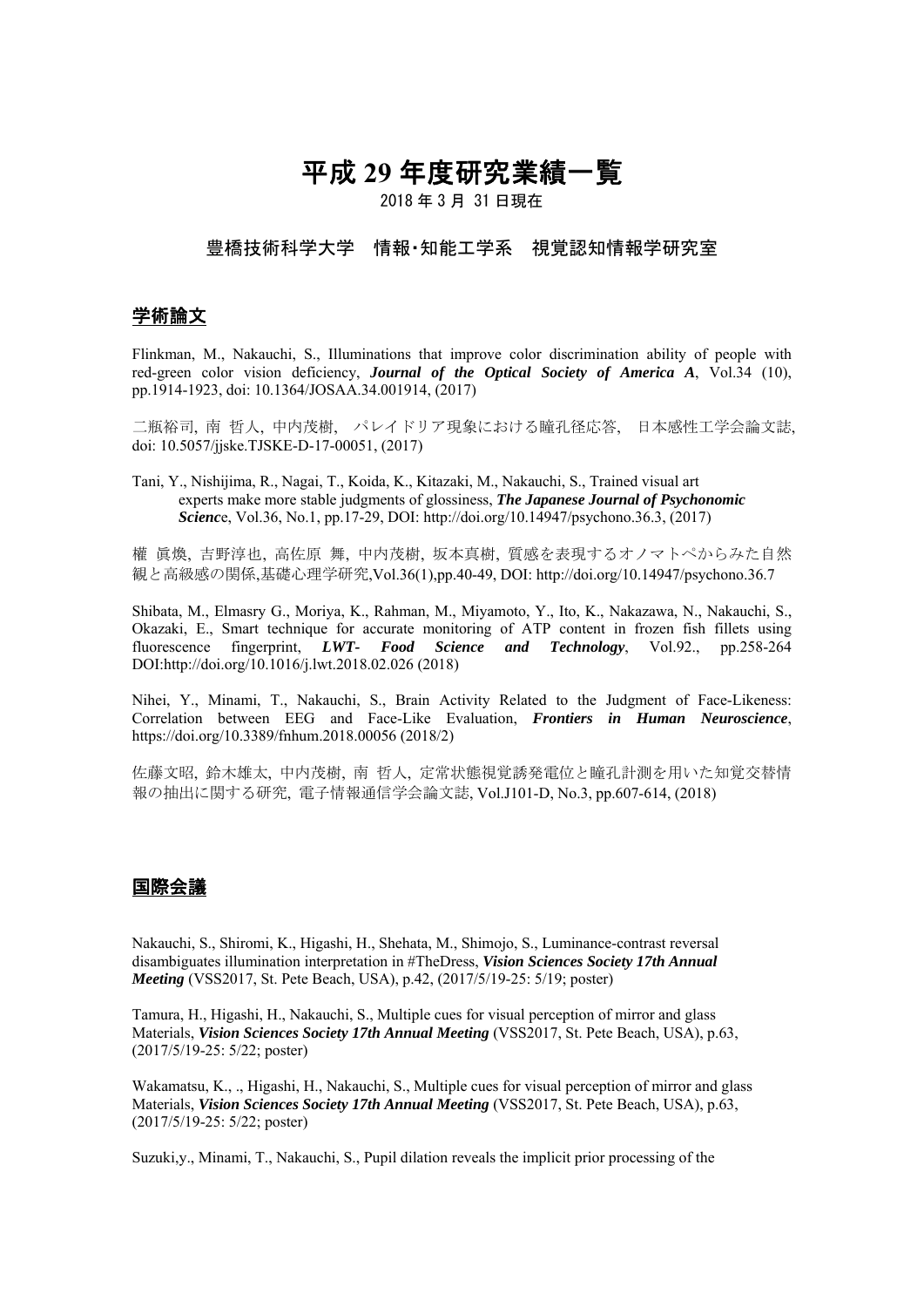# 平成 29 年度研究業績一覧

2018 年 3 月 31 日現在

豊橋技術科学大学　情報･知能工学系　視覚認知情報学研究室

## 学術論文

Flinkman, M., Nakauchi, S., Illuminations that improve color discrimination ability of people with red-green color vision deficiency, ***Journal of the Optical Society of America A***, Vol.34 (10), pp.1914-1923, doi: 10.1364/JOSAA.34.001914, (2017)

二瓶裕司, 南 哲人, 中内茂樹,　パレイドリア現象における瞳孔径応答,　日本感性工学会論文誌, doi: 10.5057/jjske.TJSKE-D-17-00051, (2017)

Tani, Y., Nishijima, R., Nagai, T., Koida, K., Kitazaki, M., Nakauchi, S., Trained visual art experts make more stable judgments of glossiness, ***The Japanese Journal of Psychonomic Scienc***e, Vol.36, No.1, pp.17-29, DOI: http://doi.org/10.14947/psychono.36.3, (2017)

權 眞煥, 吉野淳也, 高佐原 舞, 中内茂樹, 坂本真樹, 質感を表現するオノマトペからみた自然観と高級感の関係,基礎心理学研究,Vol.36(1),pp.40-49, DOI: http://doi.org/10.14947/psychono.36.7

Shibata, M., Elmasry G., Moriya, K., Rahman, M., Miyamoto, Y., Ito, K., Nakazawa, N., Nakauchi, S., Okazaki, E., Smart technique for accurate monitoring of ATP content in frozen fish fillets using fluorescence fingerprint, ***LWT- Food Science and Technology***, Vol.92., pp.258-264 DOI:http://doi.org/10.1016/j.lwt.2018.02.026 (2018)

Nihei, Y., Minami, T., Nakauchi, S., Brain Activity Related to the Judgment of Face-Likeness: Correlation between EEG and Face-Like Evaluation, ***Frontiers in Human Neuroscience***, https://doi.org/10.3389/fnhum.2018.00056 (2018/2)

佐藤文昭, 鈴木雄太, 中内茂樹, 南 哲人, 定常状態視覚誘発電位と瞳孔計測を用いた知覚交替情報の抽出に関する研究, 電子情報通信学会論文誌, Vol.J101-D, No.3, pp.607-614, (2018)

## 国際会議

Nakauchi, S., Shiromi, K., Higashi, H., Shehata, M., Shimojo, S., Luminance-contrast reversal disambiguates illumination interpretation in #TheDress, ***Vision Sciences Society 17th Annual Meeting*** (VSS2017, St. Pete Beach, USA), p.42, (2017/5/19-25: 5/19; poster)

Tamura, H., Higashi, H., Nakauchi, S., Multiple cues for visual perception of mirror and glass Materials, ***Vision Sciences Society 17th Annual Meeting*** (VSS2017, St. Pete Beach, USA), p.63, (2017/5/19-25: 5/22; poster)

Wakamatsu, K., ., Higashi, H., Nakauchi, S., Multiple cues for visual perception of mirror and glass Materials, ***Vision Sciences Society 17th Annual Meeting*** (VSS2017, St. Pete Beach, USA), p.63, (2017/5/19-25: 5/22; poster)

Suzuki,y., Minami, T., Nakauchi, S., Pupil dilation reveals the implicit prior processing of the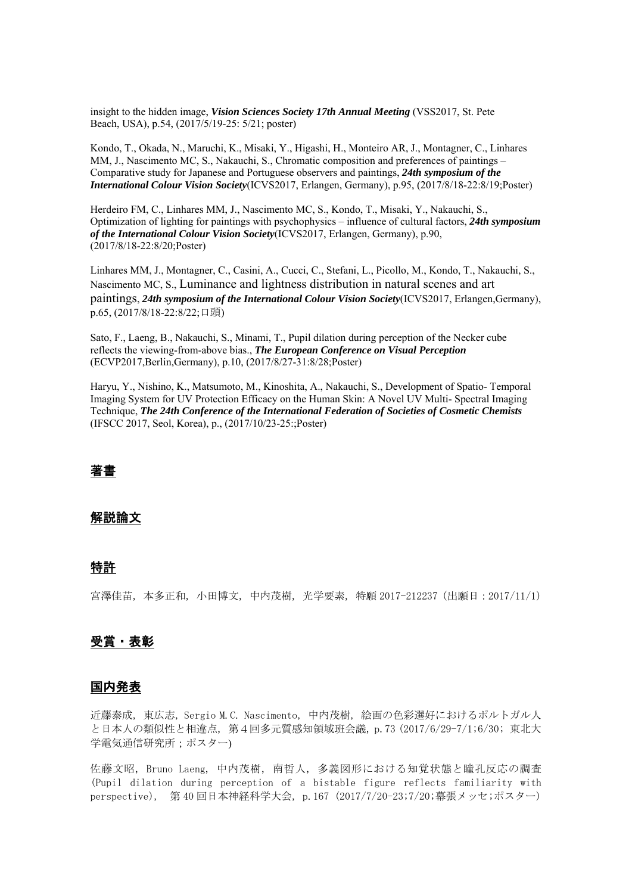insight to the hidden image, ***Vision Sciences Society 17th Annual Meeting*** (VSS2017, St. Pete Beach, USA), p.54, (2017/5/19-25: 5/21; poster)

Kondo, T., Okada, N., Maruchi, K., Misaki, Y., Higashi, H., Monteiro AR, J., Montagner, C., Linhares MM, J., Nascimento MC, S., Nakauchi, S., Chromatic composition and preferences of paintings – Comparative study for Japanese and Portuguese observers and paintings, ***24th symposium of the International Colour Vision Society***(ICVS2017, Erlangen, Germany), p.95, (2017/8/18-22:8/19;Poster)

Herdeiro FM, C., Linhares MM, J., Nascimento MC, S., Kondo, T., Misaki, Y., Nakauchi, S., Optimization of lighting for paintings with psychophysics – influence of cultural factors, ***24th symposium of the International Colour Vision Society***(ICVS2017, Erlangen, Germany), p.90, (2017/8/18-22:8/20;Poster)

Linhares MM, J., Montagner, C., Casini, A., Cucci, C., Stefani, L., Picollo, M., Kondo, T., Nakauchi, S., Nascimento MC, S., Luminance and lightness distribution in natural scenes and art paintings, ***24th symposium of the International Colour Vision Society***(ICVS2017, Erlangen,Germany), p.65, (2017/8/18-22:8/22;口頭)

Sato, F., Laeng, B., Nakauchi, S., Minami, T., Pupil dilation during perception of the Necker cube reflects the viewing-from-above bias., ***The European Conference on Visual Perception*** (ECVP2017,Berlin,Germany), p.10, (2017/8/27-31:8/28;Poster)

Haryu, Y., Nishino, K., Matsumoto, M., Kinoshita, A., Nakauchi, S., Development of Spatio- Temporal Imaging System for UV Protection Efficacy on the Human Skin: A Novel UV Multi- Spectral Imaging Technique, ***The 24th Conference of the International Federation of Societies of Cosmetic Chemists*** (IFSCC 2017, Seol, Korea), p., (2017/10/23-25:;Poster)

## 著書

## 解説論文

## 特許

宮澤佳苗, 本多正和, 小田博文, 中内茂樹, 光学要素, 特願 2017-212237（出願日：2017/11/1）

## 受賞・表彰

## 国内発表

近藤泰成, 東広志, Sergio M.C. Nascimento, 中内茂樹, 絵画の色彩選好におけるポルトガル人と日本人の類似性と相違点, 第４回多元質感知領域班会議, p.73（2017/6/29-7/1;6/30; 東北大学電気通信研究所；ポスター)

佐藤文昭, Bruno Laeng, 中内茂樹, 南哲人, 多義図形における知覚状態と瞳孔反応の調査 (Pupil dilation during perception of a bistable figure reflects familiarity with perspective), 第40回日本神経科学大会, p.167（2017/7/20-23;7/20;幕張メッセ;ポスター)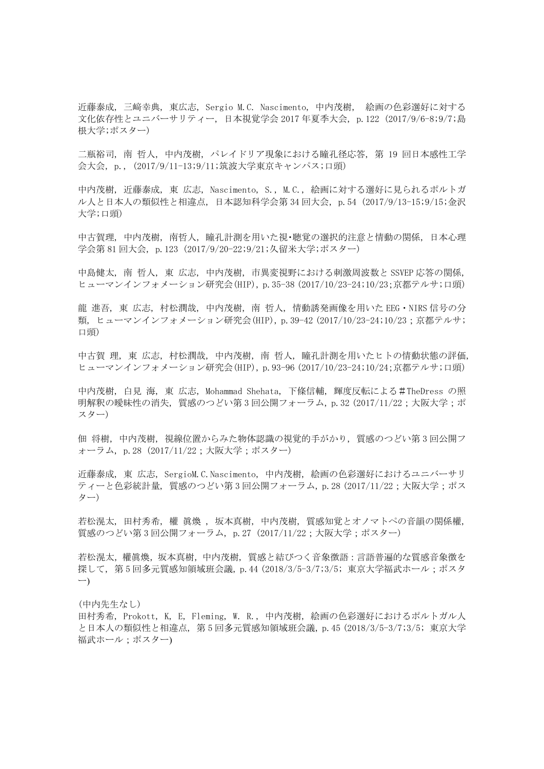近藤泰成, 三﨑幸典, 東広志, Sergio M.C. Nascimento, 中内茂樹, 絵画の色彩選好に対する文化依存性とユニバーサリティー, 日本視覚学会 2017 年夏季大会, p.122 (2017/9/6-8;9/7;島根大学;ポスター)

二瓶裕司, 南 哲人, 中内茂樹, パレイドリア現象における瞳孔径応答, 第 19 回日本感性工学会大会, p., (2017/9/11-13;9/11;筑波大学東京キャンパス;口頭)

中内茂樹, 近藤泰成, 東 広志, Nascimento, S., M.C., 絵画に対する選好に見られるポルトガル人と日本人の類似性と相違点, 日本認知科学会第 34 回大会, p.54 (2017/9/13-15;9/15;金沢大学;口頭)

中古賀理, 中内茂樹, 南哲人, 瞳孔計測を用いた視・聴覚の選択的注意と情動の関係, 日本心理学会第 81 回大会, p.123 (2017/9/20-22;9/21;久留米大学;ポスター)

中島健太, 南 哲人, 東 広志, 中内茂樹, 市異変視野における刺激周波数と SSVEP 応答の関係, ヒューマンインフォメーション研究会(HIP), p.35-38 (2017/10/23-24;10/23;京都テルサ;口頭)

龍 進吾, 東 広志, 村松潤哉, 中内茂樹, 南 哲人, 情動誘発画像を用いた EEG・NIRS 信号の分類, ヒューマンインフォメーション研究会(HIP), p.39-42 (2017/10/23-24;10/23 ; 京都テルサ; 口頭)

中古賀 理, 東 広志, 村松潤哉, 中内茂樹, 南 哲人, 瞳孔計測を用いたヒトの情動状態の評価, ヒューマンインフォメーション研究会(HIP), p.93-96 (2017/10/23-24;10/24;京都テルサ;口頭)

中内茂樹, 白見 海, 東 広志, Mohammad Shehata, 下條信輔, 輝度反転による＃TheDress の照明解釈の曖昧性の消失, 質感のつどい第 3 回公開フォーラム, p.32 (2017/11/22 ; 大阪大学 ; ポスター)

佃 将樹, 中内茂樹, 視線位置からみた物体認識の視覚的手がかり, 質感のつどい第 3 回公開フォーラム, p.28 (2017/11/22 ; 大阪大学 ; ポスター)

近藤泰成, 東 広志, SergioM.C.Nascimento, 中内茂樹, 絵画の色彩選好におけるユニバーサリティーと色彩統計量, 質感のつどい第 3 回公開フォーラム, p.28 (2017/11/22 ; 大阪大学 ; ポスター)

若松滉太, 田村秀希, 權 眞煥 , 坂本真樹, 中内茂樹, 質感知覚とオノマトペの音韻の関係權, 質感のつどい第 3 回公開フォーラム, p.27 (2017/11/22 ; 大阪大学 ; ポスター)

若松滉太, 權眞煥, 坂本真樹, 中内茂樹, 質感と結びつく音象徴語 : 言語普遍的な質感音象徴を探して, 第 5 回多元質感知領域班会議, p.44 (2018/3/5-3/7;3/5; 東京大学福武ホール ; ポスター)

(中内先生なし)
田村秀希, Prokott, K, E, Fleming, W. R., 中内茂樹, 絵画の色彩選好におけるポルトガル人と日本人の類似性と相違点, 第 5 回多元質感知領域班会議, p.45 (2018/3/5-3/7;3/5; 東京大学福武ホール ; ポスター)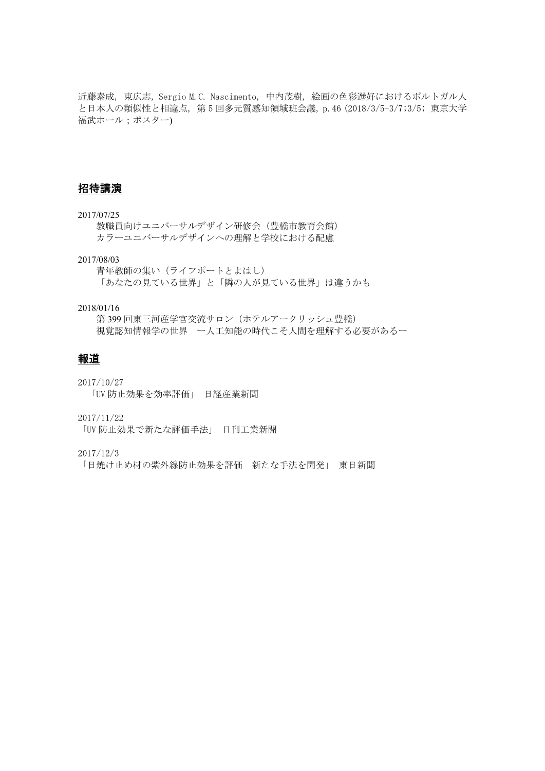近藤泰成, 東広志, Sergio M.C. Nascimento, 中内茂樹, 絵画の色彩選好におけるポルトガル人と日本人の類似性と相違点, 第5回多元質感知領域班会議, p.46 (2018/3/5-3/7;3/5; 東京大学福武ホール；ポスター)

## 招待講演

2017/07/25
教職員向けユニバーサルデザイン研修会（豊橋市教育会館）
カラーユニバーサルデザインへの理解と学校における配慮

2017/08/03
青年教師の集い（ライフポートとよはし）
「あなたの見ている世界」と「隣の人が見ている世界」は違うかも

2018/01/16
第399回東三河産学官交流サロン（ホテルアークリッシュ豊橋）
視覚認知情報学の世界　ー人工知能の時代こそ人間を理解する必要があるー

## 報道

2017/10/27
「UV防止効果を効率評価」 日経産業新聞

2017/11/22
「UV防止効果で新たな評価手法」 日刊工業新聞

2017/12/3
「日焼け止め材の紫外線防止効果を評価　新たな手法を開発」 東日新聞